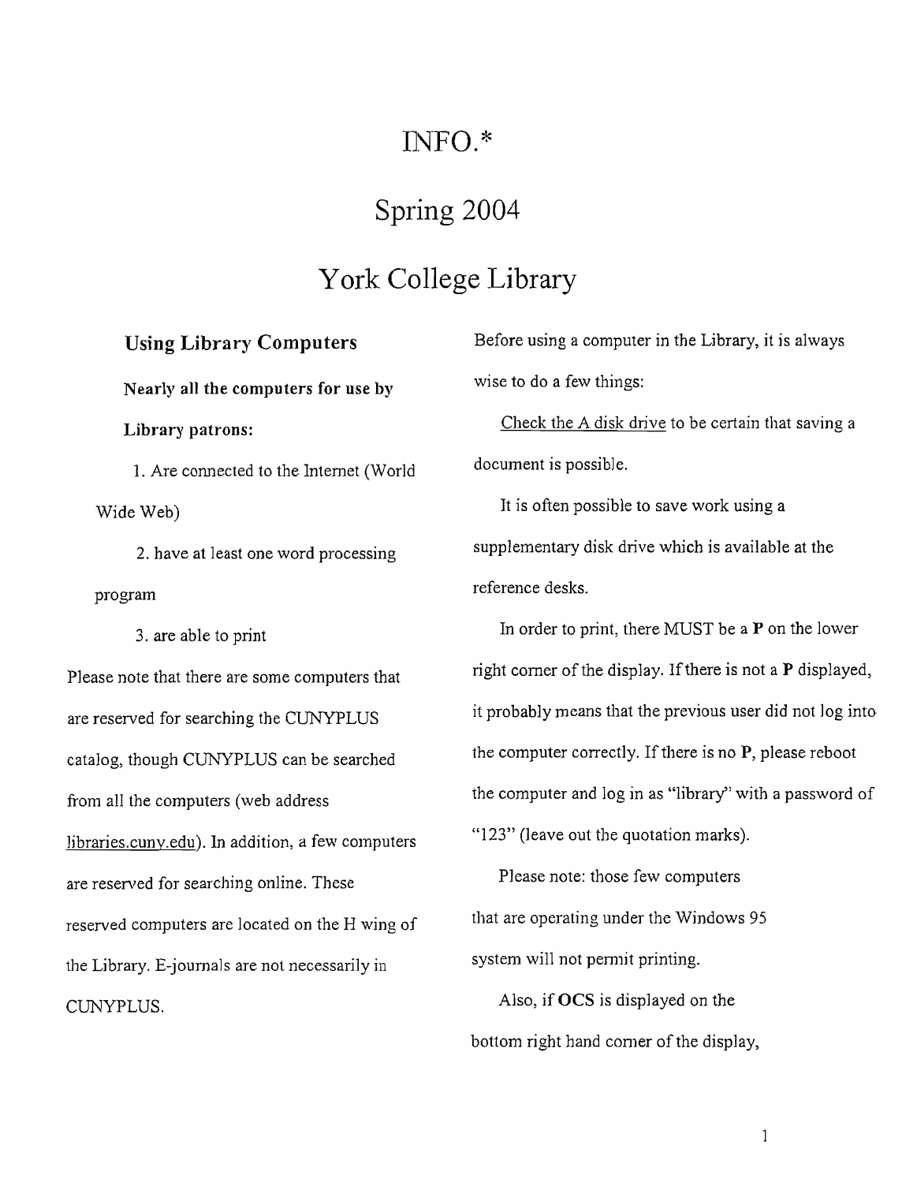# INFO.*

# Spring 2004

# York College Library

## Using Library Computers

**Nearly all the computers for use by Library patrons:**

1. Are connected to the Internet (World Wide Web)
2. have at least one word processing program
3. are able to print

Please note that there are some computers that are reserved for searching the CUNYPLUS catalog, though CUNYPLUS can be searched from all the computers (web address libraries.cuny.edu). In addition, a few computers are reserved for searching online. These reserved computers are located on the H wing of the Library. E-journals are not necessarily in CUNYPLUS.

Before using a computer in the Library, it is always wise to do a few things:

Check the A disk drive to be certain that saving a document is possible.

It is often possible to save work using a supplementary disk drive which is available at the reference desks.

In order to print, there MUST be a **P** on the lower right corner of the display. If there is not a **P** displayed, it probably means that the previous user did not log into the computer correctly. If there is no **P**, please reboot the computer and log in as "library" with a password of "123" (leave out the quotation marks).

Please note: those few computers that are operating under the Windows 95 system will not permit printing.

Also, if **OCS** is displayed on the bottom right hand corner of the display,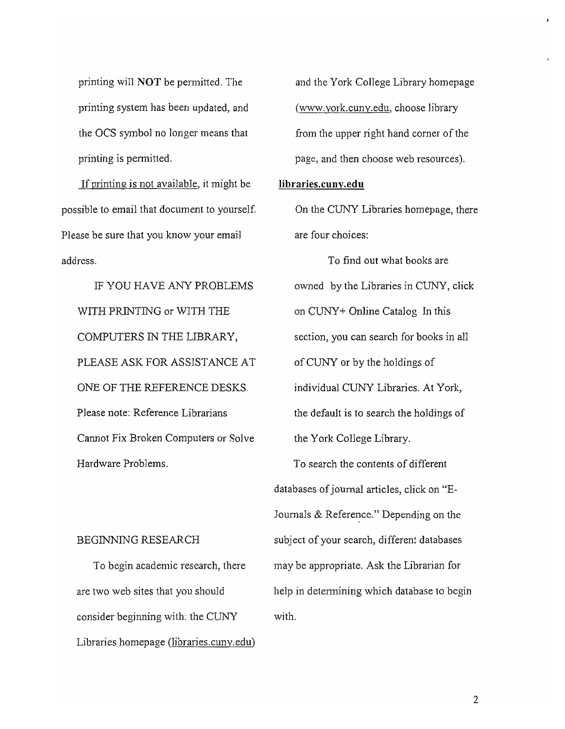printing will **NOT** be permitted. The printing system has been updated, and the OCS symbol no longer means that printing is permitted.

If printing is not available, it might be possible to email that document to yourself. Please be sure that you know your email address.

IF YOU HAVE ANY PROBLEMS WITH PRINTING or WITH THE COMPUTERS IN THE LIBRARY, PLEASE ASK FOR ASSISTANCE AT ONE OF THE REFERENCE DESKS. Please note: Reference Librarians Cannot Fix Broken Computers or Solve Hardware Problems.

BEGINNING RESEARCH

To begin academic research, there are two web sites that you should consider beginning with: the CUNY Libraries homepage (libraries.cuny.edu) and the York College Library homepage (www.york.cuny.edu, choose library from the upper right hand corner of the page, and then choose web resources).

**libraries.cuny.edu**

On the CUNY Libraries homepage, there are four choices:

To find out what books are owned by the Libraries in CUNY, click on CUNY+ Online Catalog In this section, you can search for books in all of CUNY or by the holdings of individual CUNY Libraries. At York, the default is to search the holdings of the York College Library.

To search the contents of different databases of journal articles, click on "E-Journals & Reference." Depending on the subject of your search, different databases may be appropriate. Ask the Librarian for help in determining which database to begin with.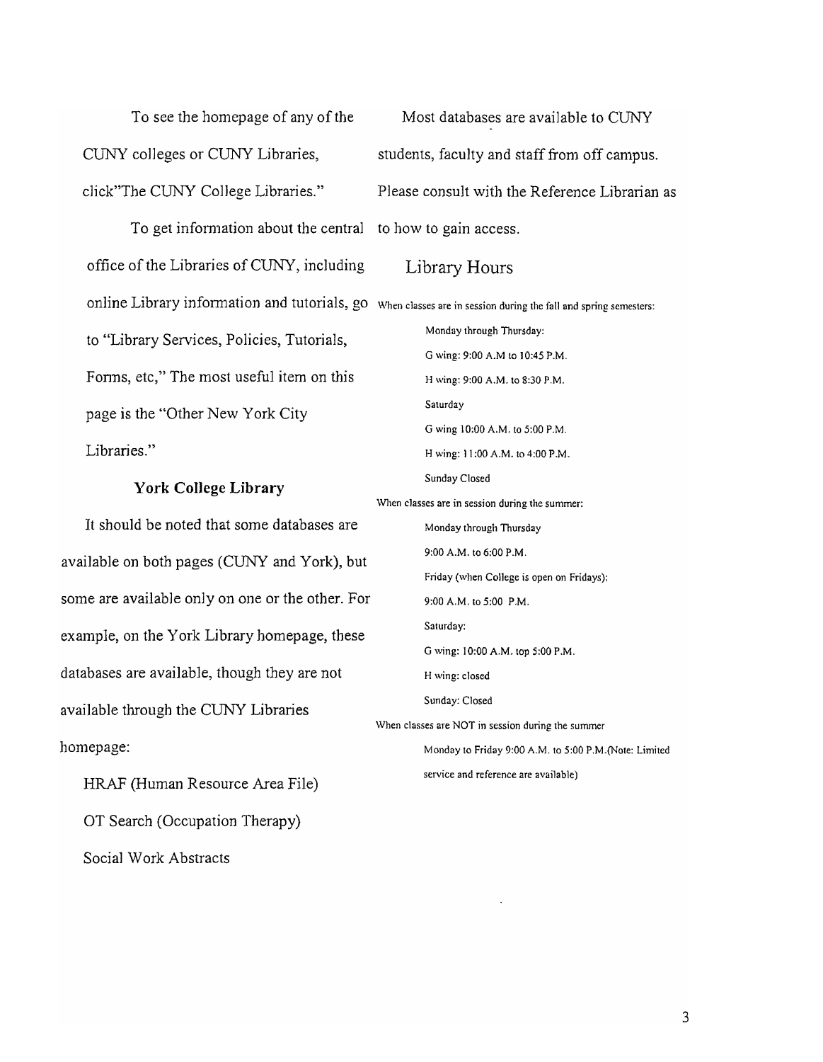To see the homepage of any of the CUNY colleges or CUNY Libraries, click"The CUNY College Libraries."

To get information about the central office of the Libraries of CUNY, including online Library information and tutorials, go to "Library Services, Policies, Tutorials, Forms, etc," The most useful item on this page is the "Other New York City Libraries."

### York College Library

It should be noted that some databases are available on both pages (CUNY and York), but some are available only on one or the other. For example, on the York Library homepage, these databases are available, though they are not available through the CUNY Libraries homepage:

HRAF (Human Resource Area File)

OT Search (Occupation Therapy)

Social Work Abstracts

Most databases are available to CUNY students, faculty and staff from off campus. Please consult with the Reference Librarian as to how to gain access.

## Library Hours

When classes are in session during the fall and spring semesters:

Monday through Thursday:

G wing: 9:00 A.M to 10:45 P.M.

H wing: 9:00 A.M. to 8:30 P.M.

Saturday

G wing 10:00 A.M. to 5:00 P.M.

H wing: 11:00 A.M. to 4:00 P.M.

Sunday Closed

When classes are in session during the summer:

Monday through Thursday

9:00 A.M. to 6:00 P.M.

Friday (when College is open on Fridays):

9:00 A.M. to 5:00 P.M.

Saturday:

G wing: 10:00 A.M. top 5:00 P.M.

H wing: closed

Sunday: Closed

When classes are NOT in session during the summer

Monday to Friday 9:00 A.M. to 5:00 P.M.(Note: Limited service and reference are available)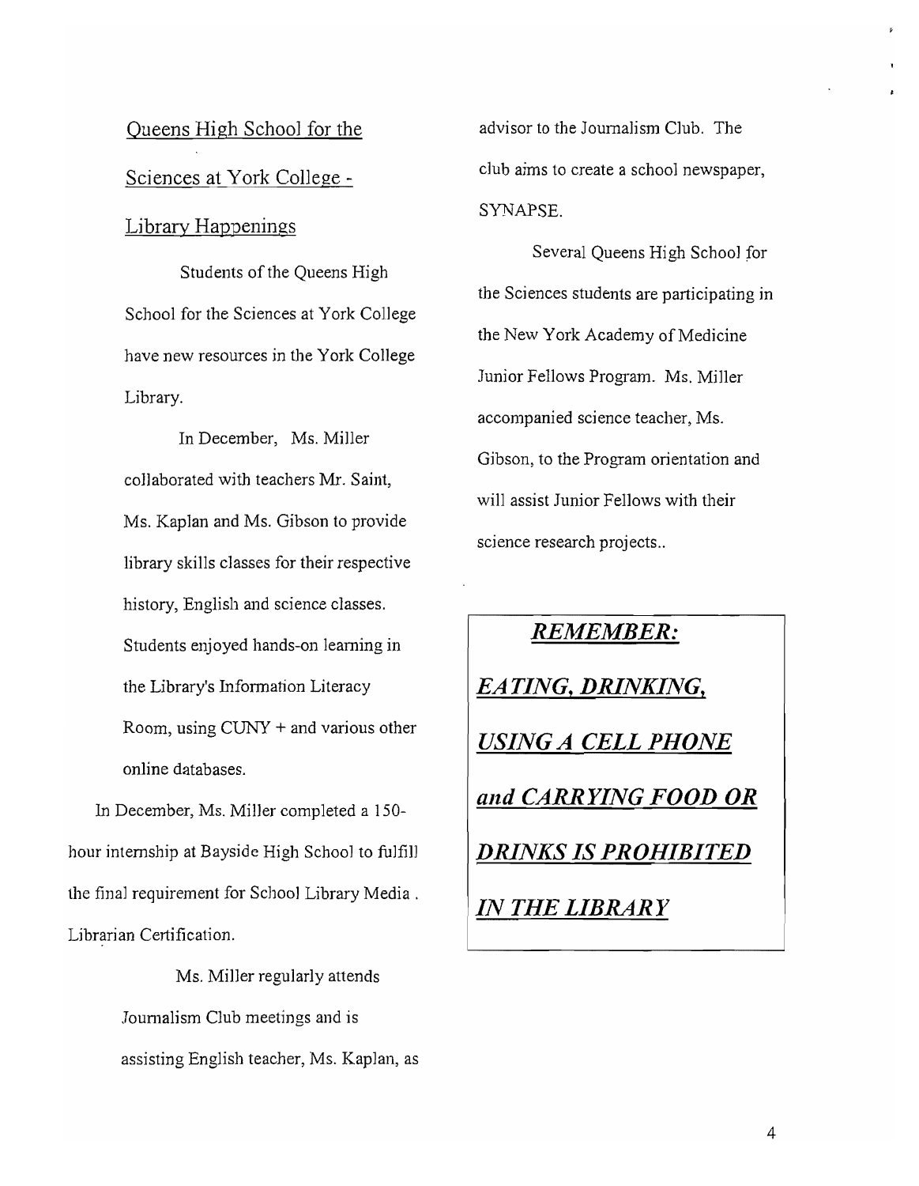## Queens High School for the Sciences at York College - Library Happenings

Students of the Queens High School for the Sciences at York College have new resources in the York College Library.

In December, Ms. Miller collaborated with teachers Mr. Saint, Ms. Kaplan and Ms. Gibson to provide library skills classes for their respective history, English and science classes. Students enjoyed hands-on learning in the Library's Information Literacy Room, using CUNY + and various other online databases.

In December, Ms. Miller completed a 150-hour internship at Bayside High School to fulfill the final requirement for School Library Media . Librarian Certification.

Ms. Miller regularly attends Journalism Club meetings and is assisting English teacher, Ms. Kaplan, as advisor to the Journalism Club. The club aims to create a school newspaper, SYNAPSE.

Several Queens High School for the Sciences students are participating in the New York Academy of Medicine Junior Fellows Program. Ms. Miller accompanied science teacher, Ms. Gibson, to the Program orientation and will assist Junior Fellows with their science research projects..

***REMEMBER:***

***EATING, DRINKING, USING A CELL PHONE and CARRYING FOOD OR DRINKS IS PROHIBITED IN THE LIBRARY***